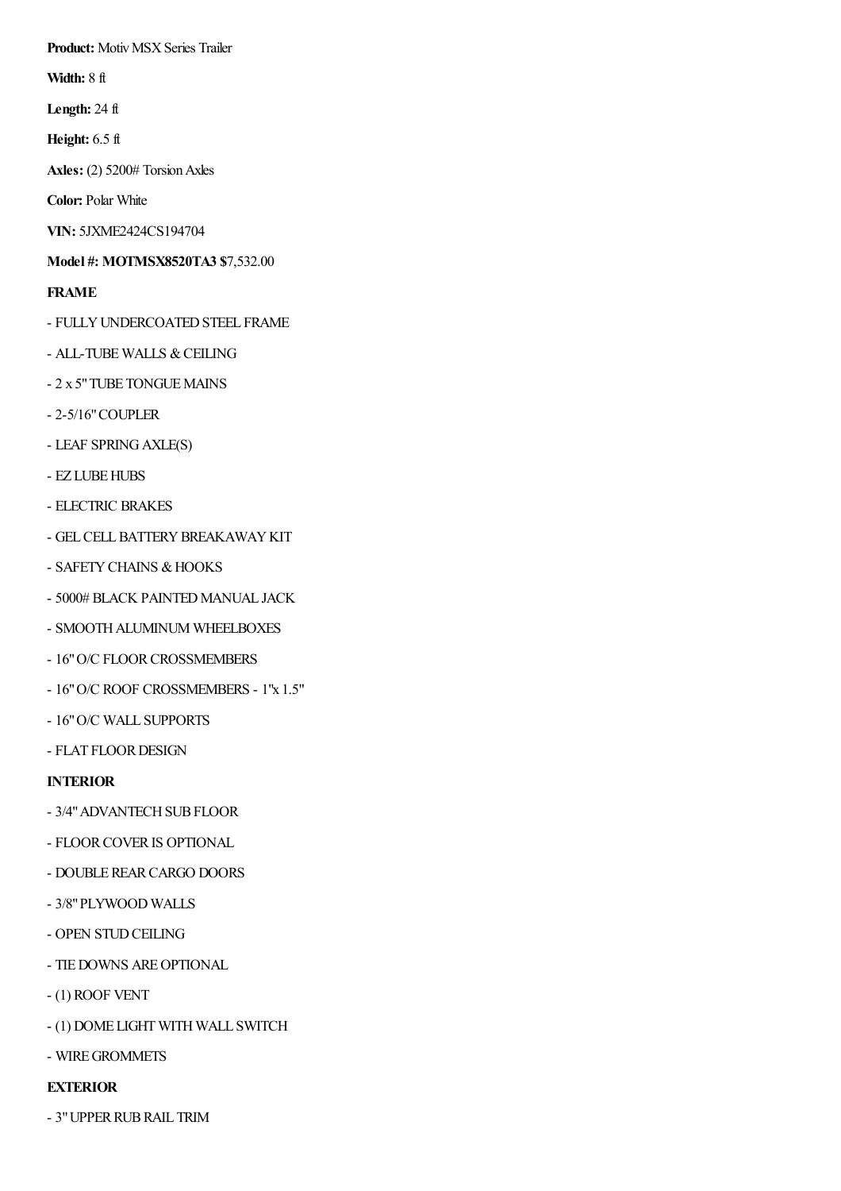**Product:** Motiv MSX Series Trailer

**Width:** 8 ft

**Length:** 24 ft

**Height:** 6.5 ft

**Axles:** (2) 5200# Torsion Axles

**Color:** Polar White

**VIN:** 5JXME2424CS194704

**Model #: MOTMSX8520TA3** **$**7,532.00

**FRAME**

- FULLY UNDERCOATED STEEL FRAME
- ALL-TUBE WALLS & CEILING
- 2 x 5" TUBE TONGUE MAINS
- 2-5/16" COUPLER
- LEAF SPRING AXLE(S)
- EZ LUBE HUBS
- ELECTRIC BRAKES
- GEL CELL BATTERY BREAKAWAY KIT
- SAFETY CHAINS & HOOKS
- 5000# BLACK PAINTED MANUAL JACK
- SMOOTH ALUMINUM WHEELBOXES
- 16" O/C FLOOR CROSSMEMBERS
- 16" O/C ROOF CROSSMEMBERS - 1"x 1.5"
- 16" O/C WALL SUPPORTS
- FLAT FLOOR DESIGN

**INTERIOR**

- 3/4" ADVANTECH SUB FLOOR
- FLOOR COVER IS OPTIONAL
- DOUBLE REAR CARGO DOORS
- 3/8" PLYWOOD WALLS
- OPEN STUD CEILING
- TIE DOWNS ARE OPTIONAL
- (1) ROOF VENT
- (1) DOME LIGHT WITH WALL SWITCH
- WIRE GROMMETS

**EXTERIOR**

- 3" UPPER RUB RAIL TRIM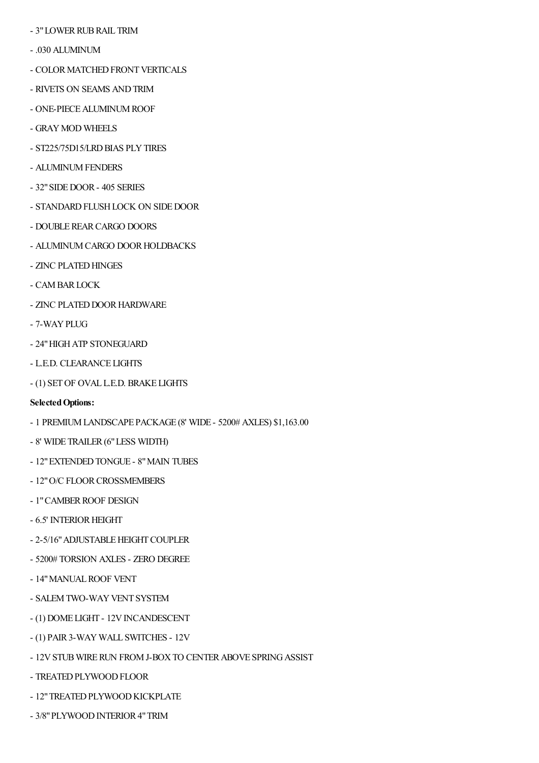- 3" LOWER RUB RAIL TRIM
- .030 ALUMINUM
- COLOR MATCHED FRONT VERTICALS
- RIVETS ON SEAMS AND TRIM
- ONE-PIECE ALUMINUM ROOF
- GRAY MOD WHEELS
- ST225/75D15/LRD BIAS PLY TIRES
- ALUMINUM FENDERS
- 32" SIDE DOOR - 405 SERIES
- STANDARD FLUSH LOCK ON SIDE DOOR
- DOUBLE REAR CARGO DOORS
- ALUMINUM CARGO DOOR HOLDBACKS
- ZINC PLATED HINGES
- CAM BAR LOCK
- ZINC PLATED DOOR HARDWARE
- 7-WAY PLUG
- 24" HIGH ATP STONEGUARD
- L.E.D. CLEARANCE LIGHTS
- (1) SET OF OVAL L.E.D. BRAKE LIGHTS

**Selected Options:**

- 1 PREMIUM LANDSCAPE PACKAGE (8' WIDE - 5200# AXLES) $1,163.00
- 8' WIDE TRAILER (6" LESS WIDTH)
- 12" EXTENDED TONGUE - 8" MAIN TUBES
- 12" O/C FLOOR CROSSMEMBERS
- 1" CAMBER ROOF DESIGN
- 6.5' INTERIOR HEIGHT
- 2-5/16" ADJUSTABLE HEIGHT COUPLER
- 5200# TORSION AXLES - ZERO DEGREE
- 14" MANUAL ROOF VENT
- SALEM TWO-WAY VENT SYSTEM
- (1) DOME LIGHT - 12V INCANDESCENT
- (1) PAIR 3-WAY WALL SWITCHES - 12V
- 12V STUB WIRE RUN FROM J-BOX TO CENTER ABOVE SPRING ASSIST
- TREATED PLYWOOD FLOOR
- 12" TREATED PLYWOOD KICKPLATE
- 3/8" PLYWOOD INTERIOR 4" TRIM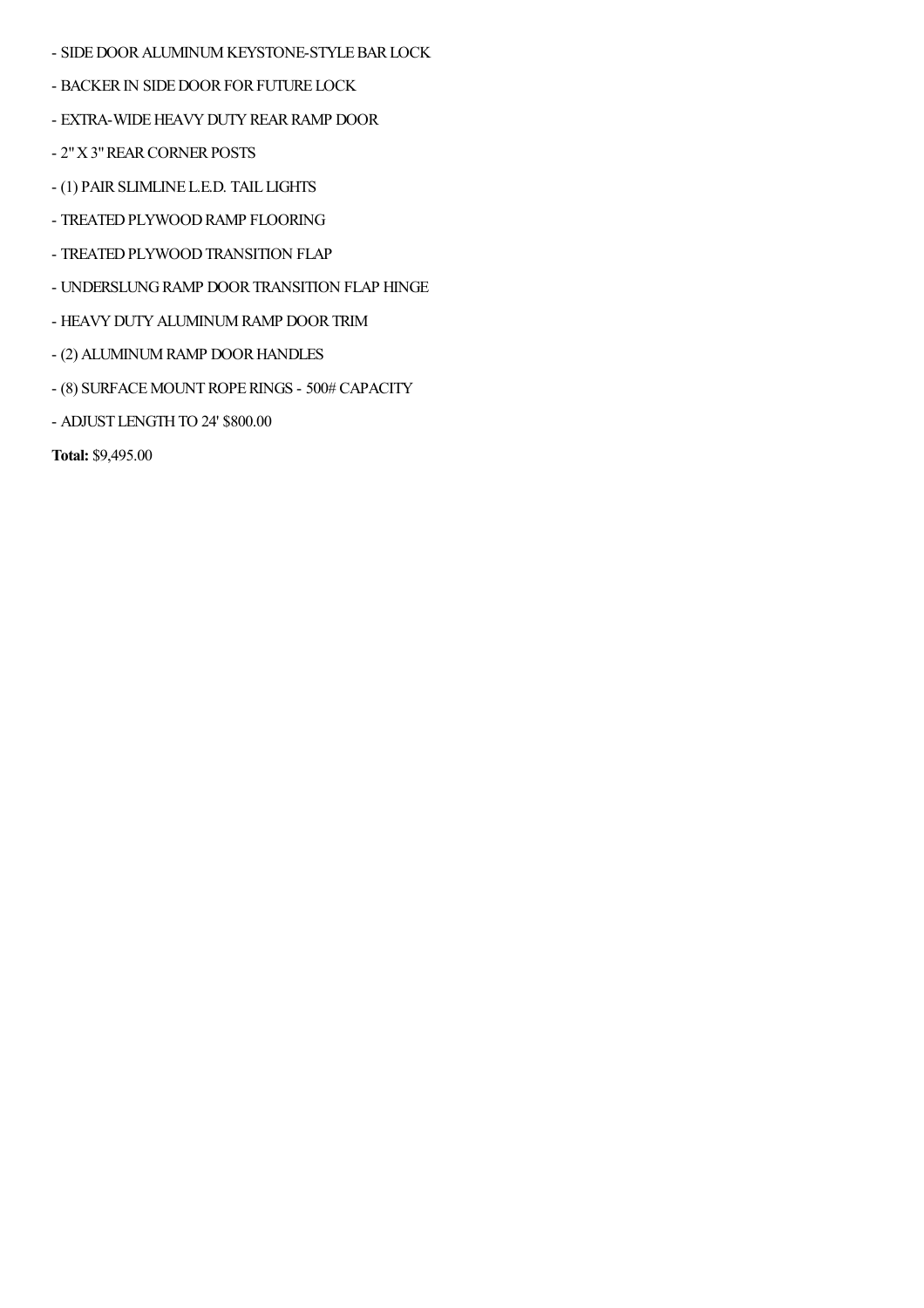- SIDE DOOR ALUMINUM KEYSTONE-STYLE BAR LOCK
- BACKER IN SIDE DOOR FOR FUTURE LOCK
- EXTRA-WIDE HEAVY DUTY REAR RAMP DOOR
- 2" X 3" REAR CORNER POSTS
- (1) PAIR SLIMLINE L.E.D. TAIL LIGHTS
- TREATED PLYWOOD RAMP FLOORING
- TREATED PLYWOOD TRANSITION FLAP
- UNDERSLUNG RAMP DOOR TRANSITION FLAP HINGE
- HEAVY DUTY ALUMINUM RAMP DOOR TRIM
- (2) ALUMINUM RAMP DOOR HANDLES
- (8) SURFACE MOUNT ROPE RINGS - 500# CAPACITY
- ADJUST LENGTH TO 24' $800.00

**Total:** $9,495.00